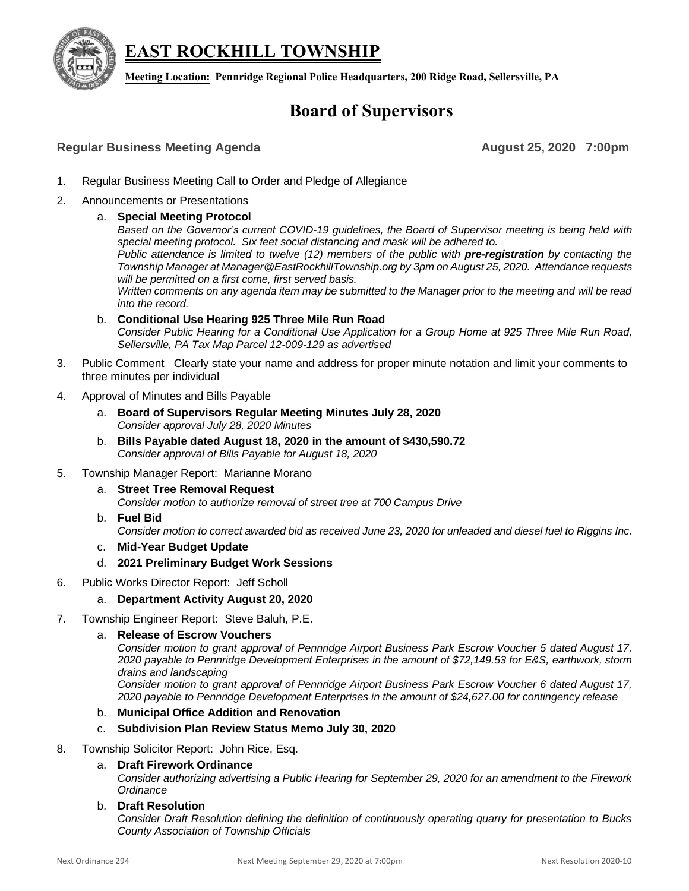# EAST ROCKHILL TOWNSHIP

**Meeting Location: Pennridge Regional Police Headquarters, 200 Ridge Road, Sellersville, PA**

## Board of Supervisors

**Regular Business Meeting Agenda** **August 25, 2020 7:00pm**

1. Regular Business Meeting Call to Order and Pledge of Allegiance
2. Announcements or Presentations
   a. **Special Meeting Protocol**
   *Based on the Governor's current COVID-19 guidelines, the Board of Supervisor meeting is being held with special meeting protocol. Six feet social distancing and mask will be adhered to.*
   *Public attendance is limited to twelve (12) members of the public with **pre-registration** by contacting the Township Manager at Manager@EastRockhillTownship.org by 3pm on August 25, 2020. Attendance requests will be permitted on a first come, first served basis.*
   *Written comments on any agenda item may be submitted to the Manager prior to the meeting and will be read into the record.*
   b. **Conditional Use Hearing 925 Three Mile Run Road**
   *Consider Public Hearing for a Conditional Use Application for a Group Home at 925 Three Mile Run Road, Sellersville, PA Tax Map Parcel 12-009-129 as advertised*
3. Public Comment Clearly state your name and address for proper minute notation and limit your comments to three minutes per individual
4. Approval of Minutes and Bills Payable
   a. **Board of Supervisors Regular Meeting Minutes July 28, 2020**
   *Consider approval July 28, 2020 Minutes*
   b. **Bills Payable dated August 18, 2020 in the amount of $430,590.72**
   *Consider approval of Bills Payable for August 18, 2020*
5. Township Manager Report: Marianne Morano
   a. **Street Tree Removal Request**
   *Consider motion to authorize removal of street tree at 700 Campus Drive*
   b. **Fuel Bid**
   *Consider motion to correct awarded bid as received June 23, 2020 for unleaded and diesel fuel to Riggins Inc.*
   c. **Mid-Year Budget Update**
   d. **2021 Preliminary Budget Work Sessions**
6. Public Works Director Report: Jeff Scholl
   a. **Department Activity August 20, 2020**
7. Township Engineer Report: Steve Baluh, P.E.
   a. **Release of Escrow Vouchers**
   *Consider motion to grant approval of Pennridge Airport Business Park Escrow Voucher 5 dated August 17, 2020 payable to Pennridge Development Enterprises in the amount of $72,149.53 for E&S, earthwork, storm drains and landscaping*
   *Consider motion to grant approval of Pennridge Airport Business Park Escrow Voucher 6 dated August 17, 2020 payable to Pennridge Development Enterprises in the amount of $24,627.00 for contingency release*
   b. **Municipal Office Addition and Renovation**
   c. **Subdivision Plan Review Status Memo July 30, 2020**
8. Township Solicitor Report: John Rice, Esq.
   a. **Draft Firework Ordinance**
   *Consider authorizing advertising a Public Hearing for September 29, 2020 for an amendment to the Firework Ordinance*
   b. **Draft Resolution**
   *Consider Draft Resolution defining the definition of continuously operating quarry for presentation to Bucks County Association of Township Officials*

Next Ordinance 294 Next Meeting September 29, 2020 at 7:00pm Next Resolution 2020-10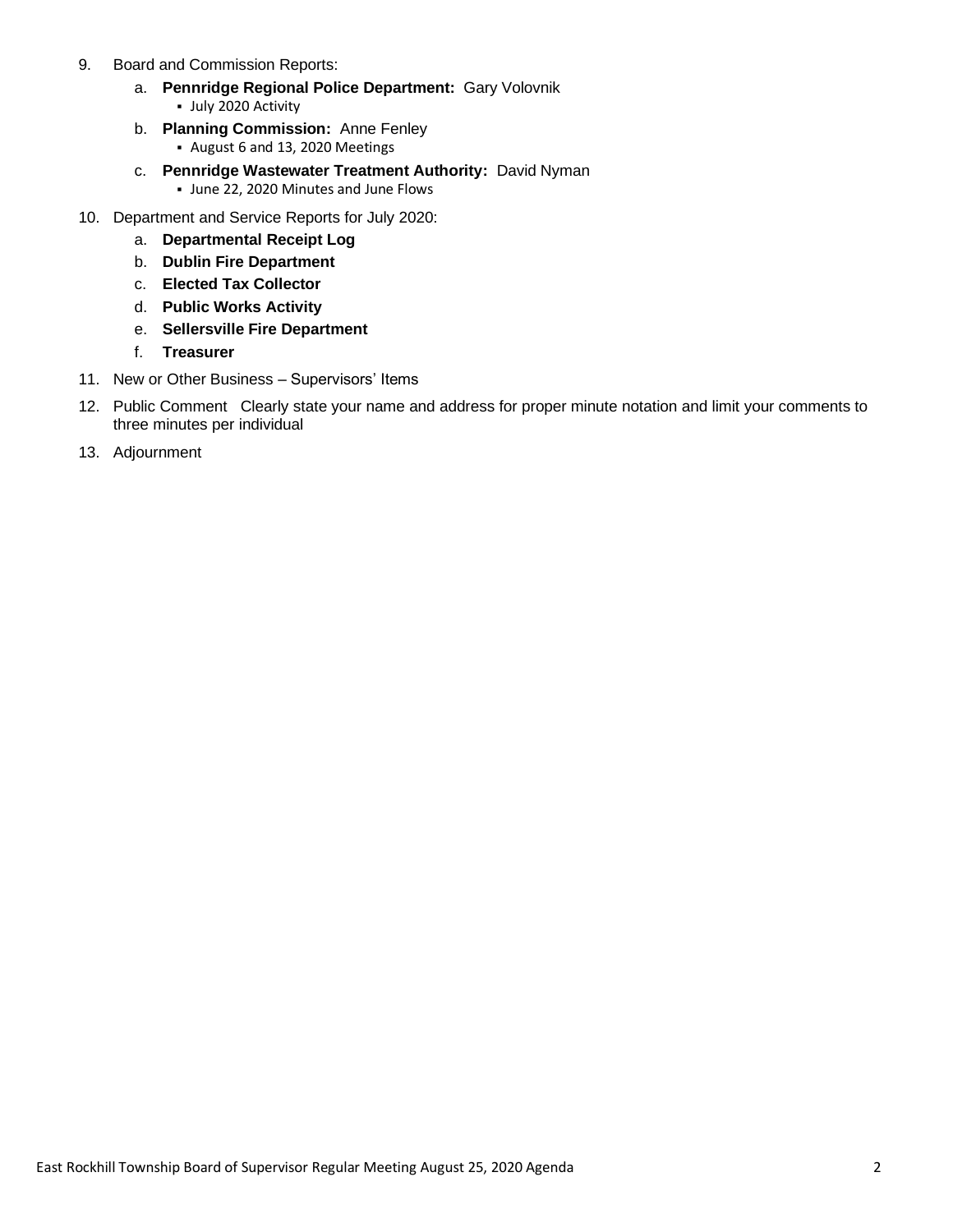9. Board and Commission Reports:
   a. **Pennridge Regional Police Department:** Gary Volovnik
      - July 2020 Activity
   b. **Planning Commission:** Anne Fenley
      - August 6 and 13, 2020 Meetings
   c. **Pennridge Wastewater Treatment Authority:** David Nyman
      - June 22, 2020 Minutes and June Flows
10. Department and Service Reports for July 2020:
    a. **Departmental Receipt Log**
    b. **Dublin Fire Department**
    c. **Elected Tax Collector**
    d. **Public Works Activity**
    e. **Sellersville Fire Department**
    f. **Treasurer**
11. New or Other Business – Supervisors' Items
12. Public Comment Clearly state your name and address for proper minute notation and limit your comments to three minutes per individual
13. Adjournment